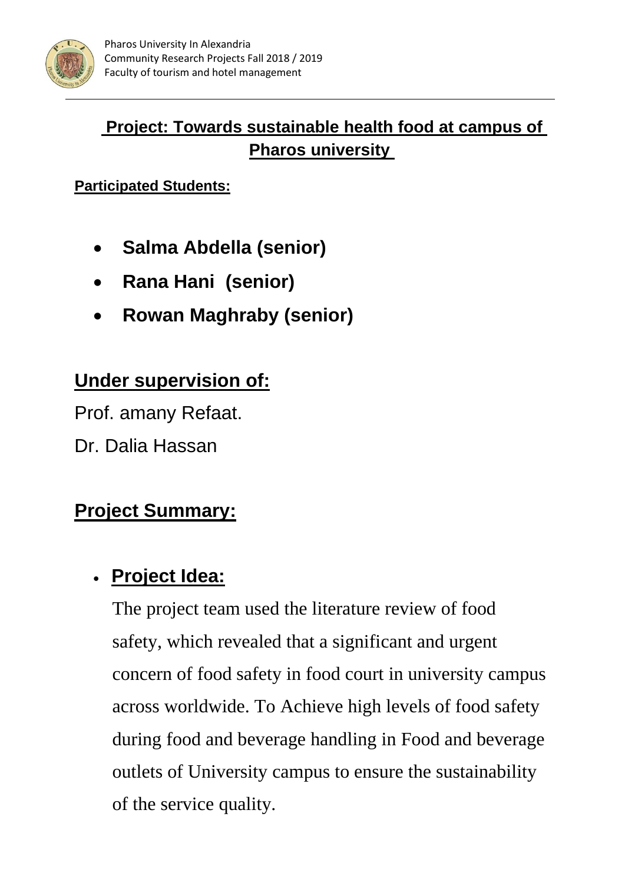Pharos University In Alexandria
Community Research Projects Fall 2018 / 2019
Faculty of tourism and hotel management

## Project: Towards sustainable health food at campus of Pharos university

**Participated Students:**

- **Salma Abdella (senior)**
- **Rana Hani (senior)**
- **Rowan Maghraby (senior)**

## Under supervision of:

Prof. amany Refaat.

Dr. Dalia Hassan

## Project Summary:

- **Project Idea:**

  The project team used the literature review of food safety, which revealed that a significant and urgent concern of food safety in food court in university campus across worldwide. To Achieve high levels of food safety during food and beverage handling in Food and beverage outlets of University campus to ensure the sustainability of the service quality.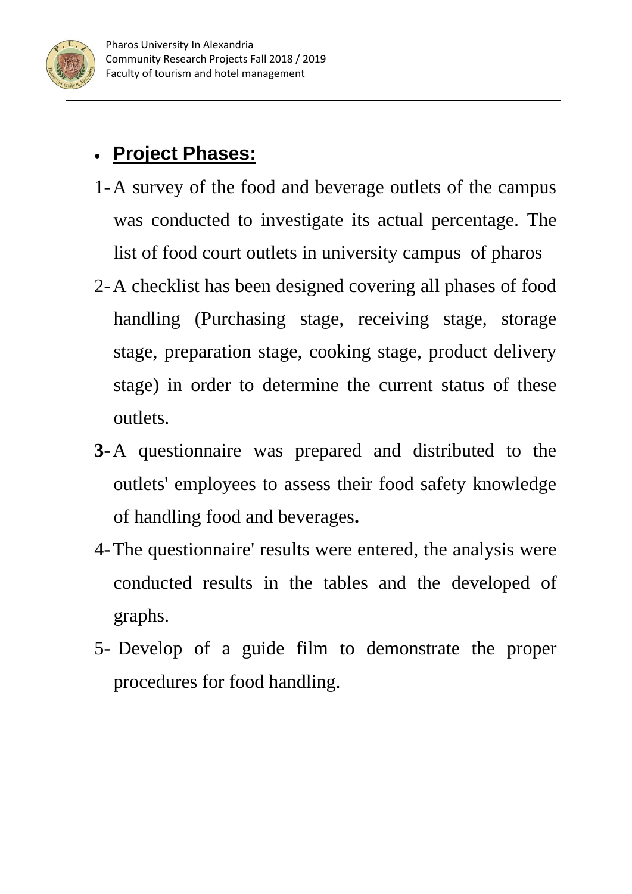- **Project Phases:**

1- A survey of the food and beverage outlets of the campus was conducted to investigate its actual percentage. The list of food court outlets in university campus of pharos

2- A checklist has been designed covering all phases of food handling (Purchasing stage, receiving stage, storage stage, preparation stage, cooking stage, product delivery stage) in order to determine the current status of these outlets.

**3-** A questionnaire was prepared and distributed to the outlets' employees to assess their food safety knowledge of handling food and beverages**.**

4- The questionnaire' results were entered, the analysis were conducted results in the tables and the developed of graphs.

5- Develop of a guide film to demonstrate the proper procedures for food handling.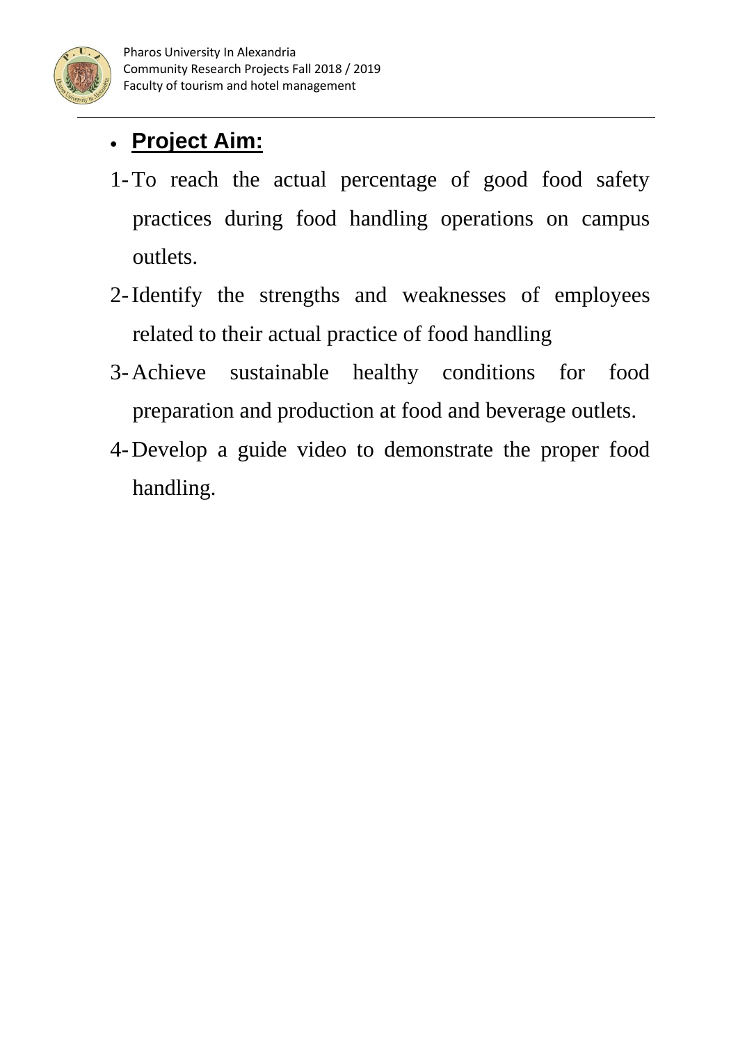- **Project Aim:**

1- To reach the actual percentage of good food safety practices during food handling operations on campus outlets.
2- Identify the strengths and weaknesses of employees related to their actual practice of food handling
3- Achieve sustainable healthy conditions for food preparation and production at food and beverage outlets.
4- Develop a guide video to demonstrate the proper food handling.